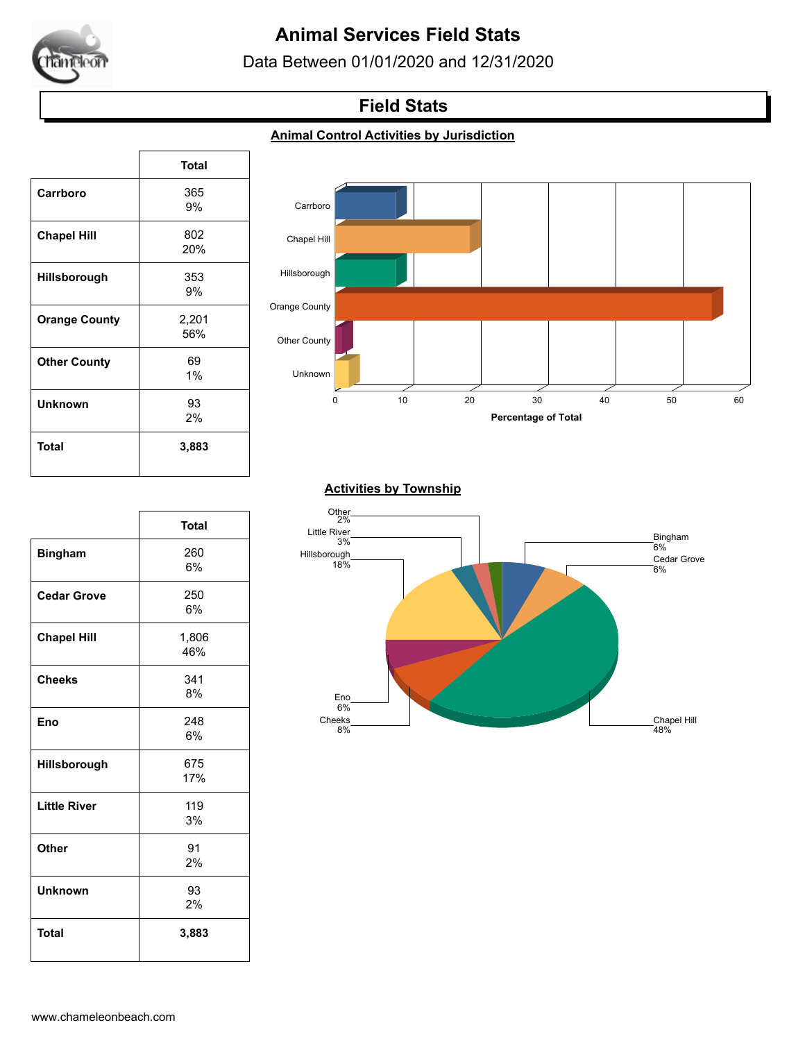# Animal Services Field Stats

Data Between 01/01/2020 and 12/31/2020

## Field Stats

### Animal Control Activities by Jurisdiction

| | Total |
|---|---|
| **Carrboro** | 365<br>9% |
| **Chapel Hill** | 802<br>20% |
| **Hillsborough** | 353<br>9% |
| **Orange County** | 2,201<br>56% |
| **Other County** | 69<br>1% |
| **Unknown** | 93<br>2% |
| **Total** | **3,883** |

### Activities by Township

| | Total |
|---|---|
| **Bingham** | 260<br>6% |
| **Cedar Grove** | 250<br>6% |
| **Chapel Hill** | 1,806<br>46% |
| **Cheeks** | 341<br>8% |
| **Eno** | 248<br>6% |
| **Hillsborough** | 675<br>17% |
| **Little River** | 119<br>3% |
| **Other** | 91<br>2% |
| **Unknown** | 93<br>2% |
| **Total** | **3,883** |

www.chameleonbeach.com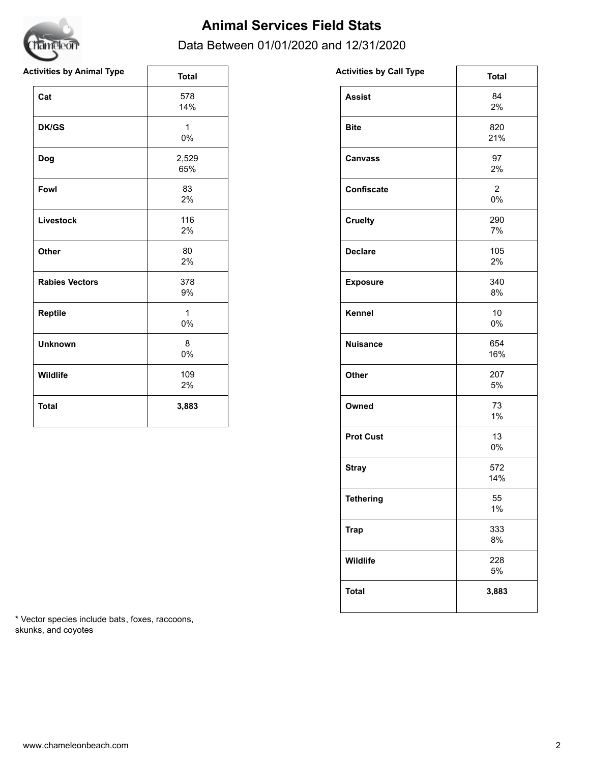# Animal Services Field Stats

Data Between 01/01/2020 and 12/31/2020

| Activities by Animal Type | Total |
|---|---|
| **Cat** | 578<br>14% |
| **DK/GS** | 1<br>0% |
| **Dog** | 2,529<br>65% |
| **Fowl** | 83<br>2% |
| **Livestock** | 116<br>2% |
| **Other** | 80<br>2% |
| **Rabies Vectors** | 378<br>9% |
| **Reptile** | 1<br>0% |
| **Unknown** | 8<br>0% |
| **Wildlife** | 109<br>2% |
| **Total** | **3,883** |

| Activities by Call Type | Total |
|---|---|
| **Assist** | 84<br>2% |
| **Bite** | 820<br>21% |
| **Canvass** | 97<br>2% |
| **Confiscate** | 2<br>0% |
| **Cruelty** | 290<br>7% |
| **Declare** | 105<br>2% |
| **Exposure** | 340<br>8% |
| **Kennel** | 10<br>0% |
| **Nuisance** | 654<br>16% |
| **Other** | 207<br>5% |
| **Owned** | 73<br>1% |
| **Prot Cust** | 13<br>0% |
| **Stray** | 572<br>14% |
| **Tethering** | 55<br>1% |
| **Trap** | 333<br>8% |
| **Wildlife** | 228<br>5% |
| **Total** | **3,883** |

* Vector species include bats, foxes, raccoons, skunks, and coyotes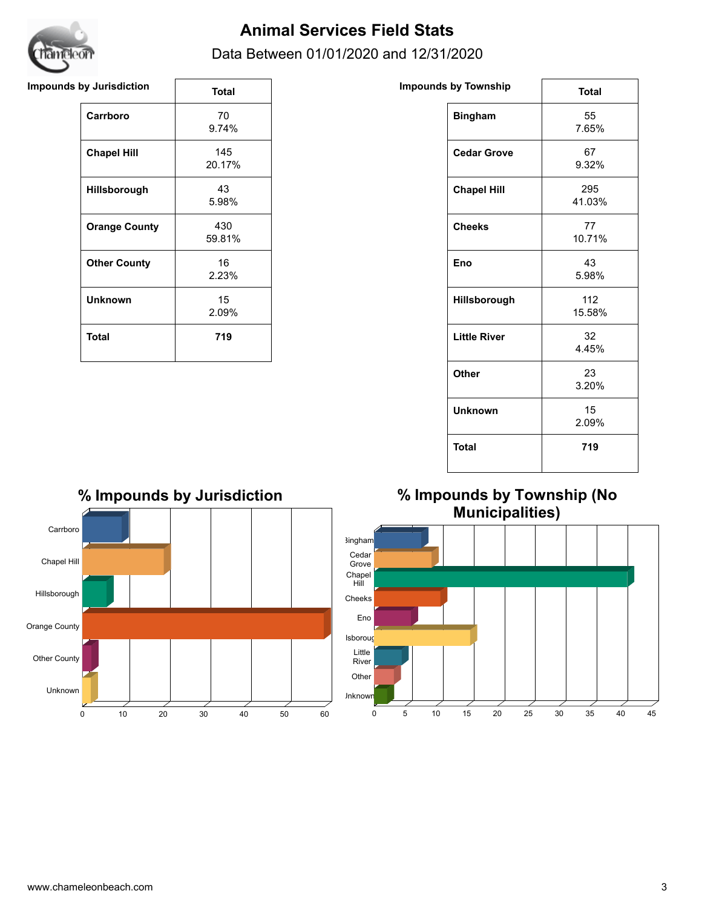# Animal Services Field Stats

Data Between 01/01/2020 and 12/31/2020

**Impounds by Jurisdiction**

| | Total |
|---|---|
| **Carrboro** | 70<br>9.74% |
| **Chapel Hill** | 145<br>20.17% |
| **Hillsborough** | 43<br>5.98% |
| **Orange County** | 430<br>59.81% |
| **Other County** | 16<br>2.23% |
| **Unknown** | 15<br>2.09% |
| **Total** | **719** |

**Impounds by Township**

| | Total |
|---|---|
| **Bingham** | 55<br>7.65% |
| **Cedar Grove** | 67<br>9.32% |
| **Chapel Hill** | 295<br>41.03% |
| **Cheeks** | 77<br>10.71% |
| **Eno** | 43<br>5.98% |
| **Hillsborough** | 112<br>15.58% |
| **Little River** | 32<br>4.45% |
| **Other** | 23<br>3.20% |
| **Unknown** | 15<br>2.09% |
| **Total** | **719** |

## % Impounds by Jurisdiction

Carrboro
Chapel Hill
Hillsborough
Orange County
Other County
Unknown

0 10 20 30 40 50 60

## % Impounds by Township (No Municipalities)

Bingham
Cedar Grove
Chapel Hill
Cheeks
Eno
Hillsborough
Little River
Other
Unknown

0 5 10 15 20 25 30 35 40 45

www.chameleonbeach.com